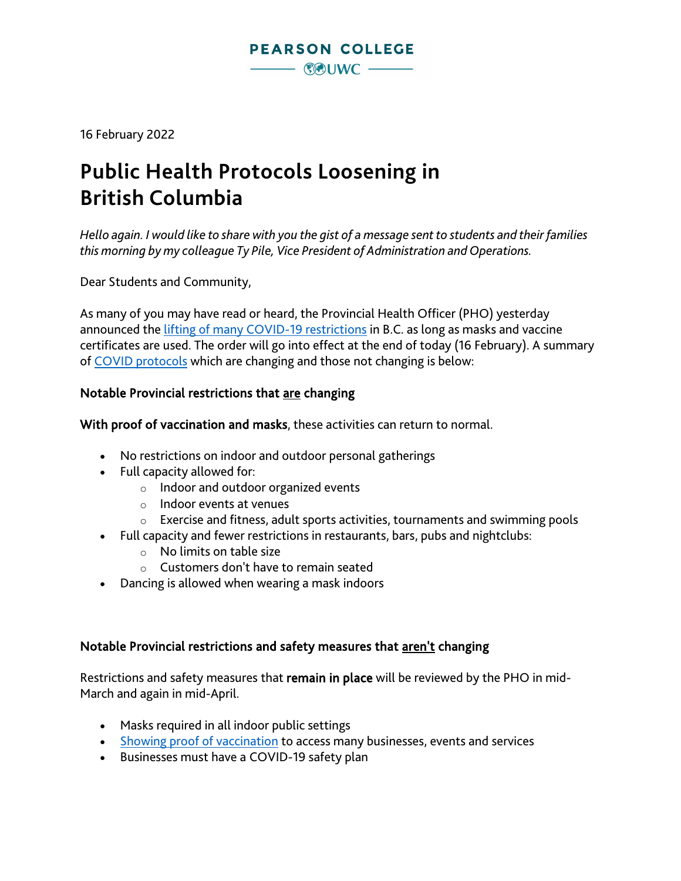PEARSON COLLEGE

UWC

16 February 2022

# Public Health Protocols Loosening in British Columbia

*Hello again. I would like to share with you the gist of a message sent to students and their families this morning by my colleague Ty Pile, Vice President of Administration and Operations.*

Dear Students and Community,

As many of you may have read or heard, the Provincial Health Officer (PHO) yesterday announced the lifting of many COVID-19 restrictions in B.C. as long as masks and vaccine certificates are used. The order will go into effect at the end of today (16 February). A summary of COVID protocols which are changing and those not changing is below:

**Notable Provincial restrictions that <u>are</u> changing**

**With proof of vaccination and masks**, these activities can return to normal.

- No restrictions on indoor and outdoor personal gatherings
- Full capacity allowed for:
  - Indoor and outdoor organized events
  - Indoor events at venues
  - Exercise and fitness, adult sports activities, tournaments and swimming pools
- Full capacity and fewer restrictions in restaurants, bars, pubs and nightclubs:
  - No limits on table size
  - Customers don't have to remain seated
- Dancing is allowed when wearing a mask indoors

**Notable Provincial restrictions and safety measures that <u>aren't</u> changing**

Restrictions and safety measures that **remain in place** will be reviewed by the PHO in mid-March and again in mid-April.

- Masks required in all indoor public settings
- Showing proof of vaccination to access many businesses, events and services
- Businesses must have a COVID-19 safety plan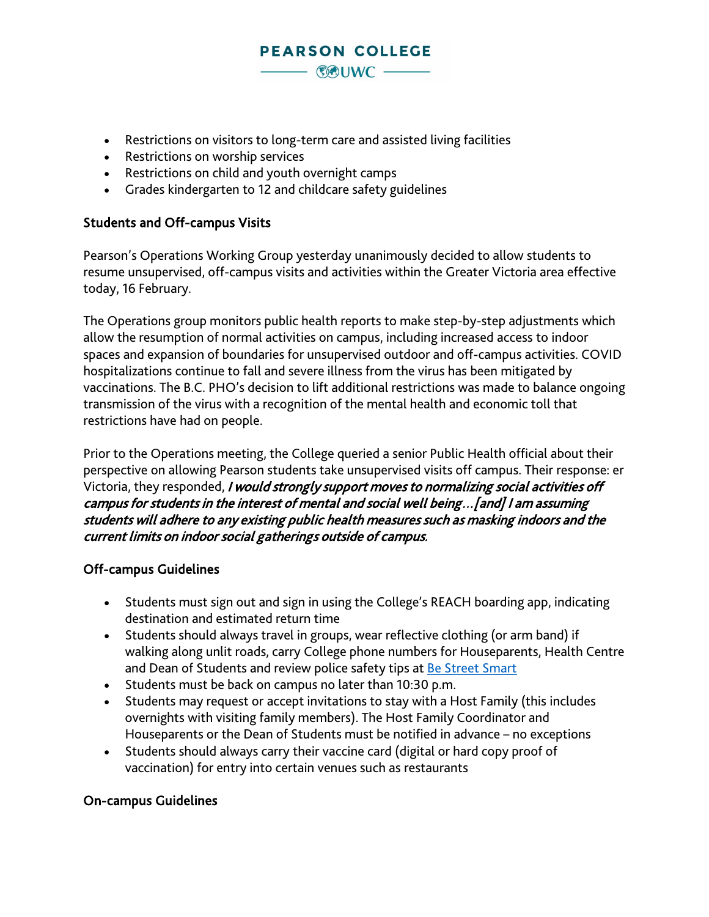- Restrictions on visitors to long-term care and assisted living facilities
- Restrictions on worship services
- Restrictions on child and youth overnight camps
- Grades kindergarten to 12 and childcare safety guidelines

## Students and Off-campus Visits

Pearson's Operations Working Group yesterday unanimously decided to allow students to resume unsupervised, off-campus visits and activities within the Greater Victoria area effective today, 16 February.

The Operations group monitors public health reports to make step-by-step adjustments which allow the resumption of normal activities on campus, including increased access to indoor spaces and expansion of boundaries for unsupervised outdoor and off-campus activities. COVID hospitalizations continue to fall and severe illness from the virus has been mitigated by vaccinations. The B.C. PHO's decision to lift additional restrictions was made to balance ongoing transmission of the virus with a recognition of the mental health and economic toll that restrictions have had on people.

Prior to the Operations meeting, the College queried a senior Public Health official about their perspective on allowing Pearson students take unsupervised visits off campus. Their response: er Victoria, they responded, ***I would strongly support moves to normalizing social activities off campus for students in the interest of mental and social well being…[and] I am assuming students will adhere to any existing public health measures such as masking indoors and the current limits on indoor social gatherings outside of campus.***

## Off-campus Guidelines

- Students must sign out and sign in using the College's REACH boarding app, indicating destination and estimated return time
- Students should always travel in groups, wear reflective clothing (or arm band) if walking along unlit roads, carry College phone numbers for Houseparents, Health Centre and Dean of Students and review police safety tips at Be Street Smart
- Students must be back on campus no later than 10:30 p.m.
- Students may request or accept invitations to stay with a Host Family (this includes overnights with visiting family members). The Host Family Coordinator and Houseparents or the Dean of Students must be notified in advance – no exceptions
- Students should always carry their vaccine card (digital or hard copy proof of vaccination) for entry into certain venues such as restaurants

## On-campus Guidelines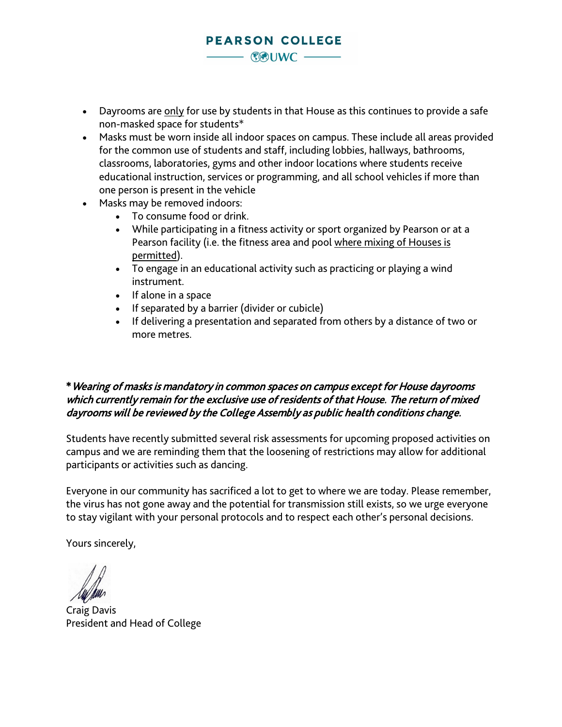- Dayrooms are <u>only</u> for use by students in that House as this continues to provide a safe non-masked space for students*
- Masks must be worn inside all indoor spaces on campus. These include all areas provided for the common use of students and staff, including lobbies, hallways, bathrooms, classrooms, laboratories, gyms and other indoor locations where students receive educational instruction, services or programming, and all school vehicles if more than one person is present in the vehicle
- Masks may be removed indoors:
    - To consume food or drink.
    - While participating in a fitness activity or sport organized by Pearson or at a Pearson facility (i.e. the fitness area and pool <u>where mixing of Houses is permitted</u>).
    - To engage in an educational activity such as practicing or playing a wind instrument.
    - If alone in a space
    - If separated by a barrier (divider or cubicle)
    - If delivering a presentation and separated from others by a distance of two or more metres.

***Wearing of masks is mandatory in common spaces on campus except for House dayrooms which currently remain for the exclusive use of residents of that House. The return of mixed dayrooms will be reviewed by the College Assembly as public health conditions change.***

Students have recently submitted several risk assessments for upcoming proposed activities on campus and we are reminding them that the loosening of restrictions may allow for additional participants or activities such as dancing.

Everyone in our community has sacrificed a lot to get to where we are today. Please remember, the virus has not gone away and the potential for transmission still exists, so we urge everyone to stay vigilant with your personal protocols and to respect each other's personal decisions.

Yours sincerely,

Craig Davis
President and Head of College